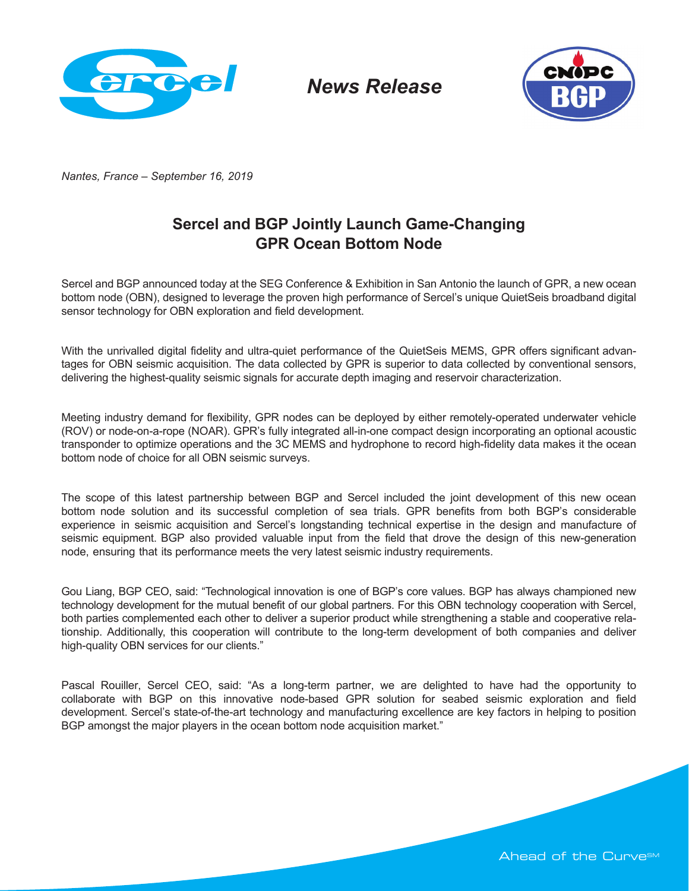*News Release*

*Nantes, France – September 16, 2019*

# Sercel and BGP Jointly Launch Game-Changing GPR Ocean Bottom Node

Sercel and BGP announced today at the SEG Conference & Exhibition in San Antonio the launch of GPR, a new ocean bottom node (OBN), designed to leverage the proven high performance of Sercel's unique QuietSeis broadband digital sensor technology for OBN exploration and field development.

With the unrivalled digital fidelity and ultra-quiet performance of the QuietSeis MEMS, GPR offers significant advantages for OBN seismic acquisition. The data collected by GPR is superior to data collected by conventional sensors, delivering the highest-quality seismic signals for accurate depth imaging and reservoir characterization.

Meeting industry demand for flexibility, GPR nodes can be deployed by either remotely-operated underwater vehicle (ROV) or node-on-a-rope (NOAR). GPR's fully integrated all-in-one compact design incorporating an optional acoustic transponder to optimize operations and the 3C MEMS and hydrophone to record high-fidelity data makes it the ocean bottom node of choice for all OBN seismic surveys.

The scope of this latest partnership between BGP and Sercel included the joint development of this new ocean bottom node solution and its successful completion of sea trials. GPR benefits from both BGP's considerable experience in seismic acquisition and Sercel's longstanding technical expertise in the design and manufacture of seismic equipment. BGP also provided valuable input from the field that drove the design of this new-generation node, ensuring that its performance meets the very latest seismic industry requirements.

Gou Liang, BGP CEO, said: "Technological innovation is one of BGP's core values. BGP has always championed new technology development for the mutual benefit of our global partners. For this OBN technology cooperation with Sercel, both parties complemented each other to deliver a superior product while strengthening a stable and cooperative relationship. Additionally, this cooperation will contribute to the long-term development of both companies and deliver high-quality OBN services for our clients."

Pascal Rouiller, Sercel CEO, said: "As a long-term partner, we are delighted to have had the opportunity to collaborate with BGP on this innovative node-based GPR solution for seabed seismic exploration and field development. Sercel's state-of-the-art technology and manufacturing excellence are key factors in helping to position BGP amongst the major players in the ocean bottom node acquisition market."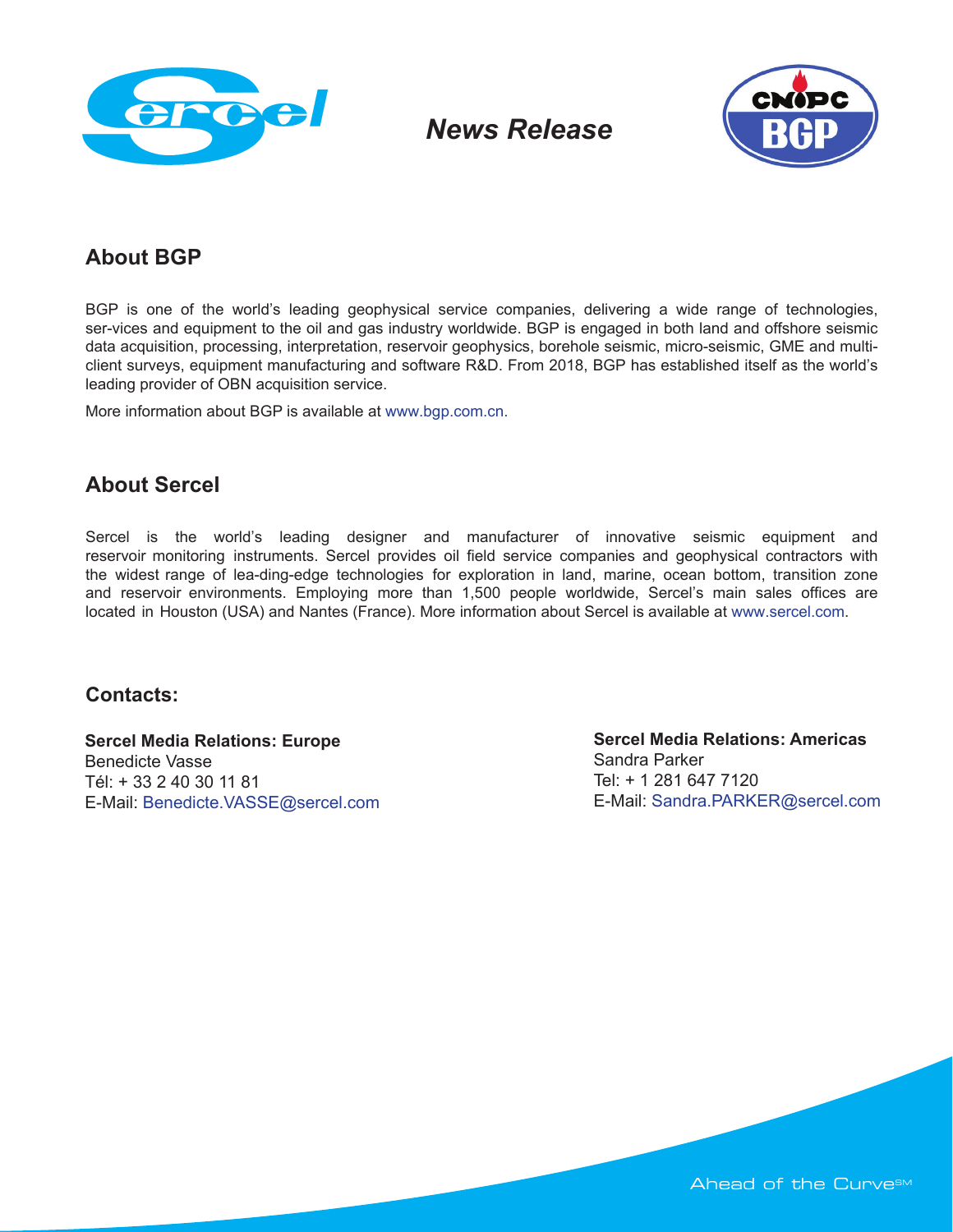*News Release*

## About BGP

BGP is one of the world's leading geophysical service companies, delivering a wide range of technologies, ser-vices and equipment to the oil and gas industry worldwide. BGP is engaged in both land and offshore seismic data acquisition, processing, interpretation, reservoir geophysics, borehole seismic, micro-seismic, GME and multi-client surveys, equipment manufacturing and software R&D. From 2018, BGP has established itself as the world's leading provider of OBN acquisition service.

More information about BGP is available at www.bgp.com.cn.

## About Sercel

Sercel is the world's leading designer and manufacturer of innovative seismic equipment and reservoir monitoring instruments. Sercel provides oil field service companies and geophysical contractors with the widest range of lea-ding-edge technologies for exploration in land, marine, ocean bottom, transition zone and reservoir environments. Employing more than 1,500 people worldwide, Sercel's main sales offices are located in Houston (USA) and Nantes (France). More information about Sercel is available at www.sercel.com.

## Contacts:

**Sercel Media Relations: Europe**
Benedicte Vasse
Tél: + 33 2 40 30 11 81
E-Mail: Benedicte.VASSE@sercel.com

**Sercel Media Relations: Americas**
Sandra Parker
Tel: + 1 281 647 7120
E-Mail: Sandra.PARKER@sercel.com

Ahead of the Curve℠